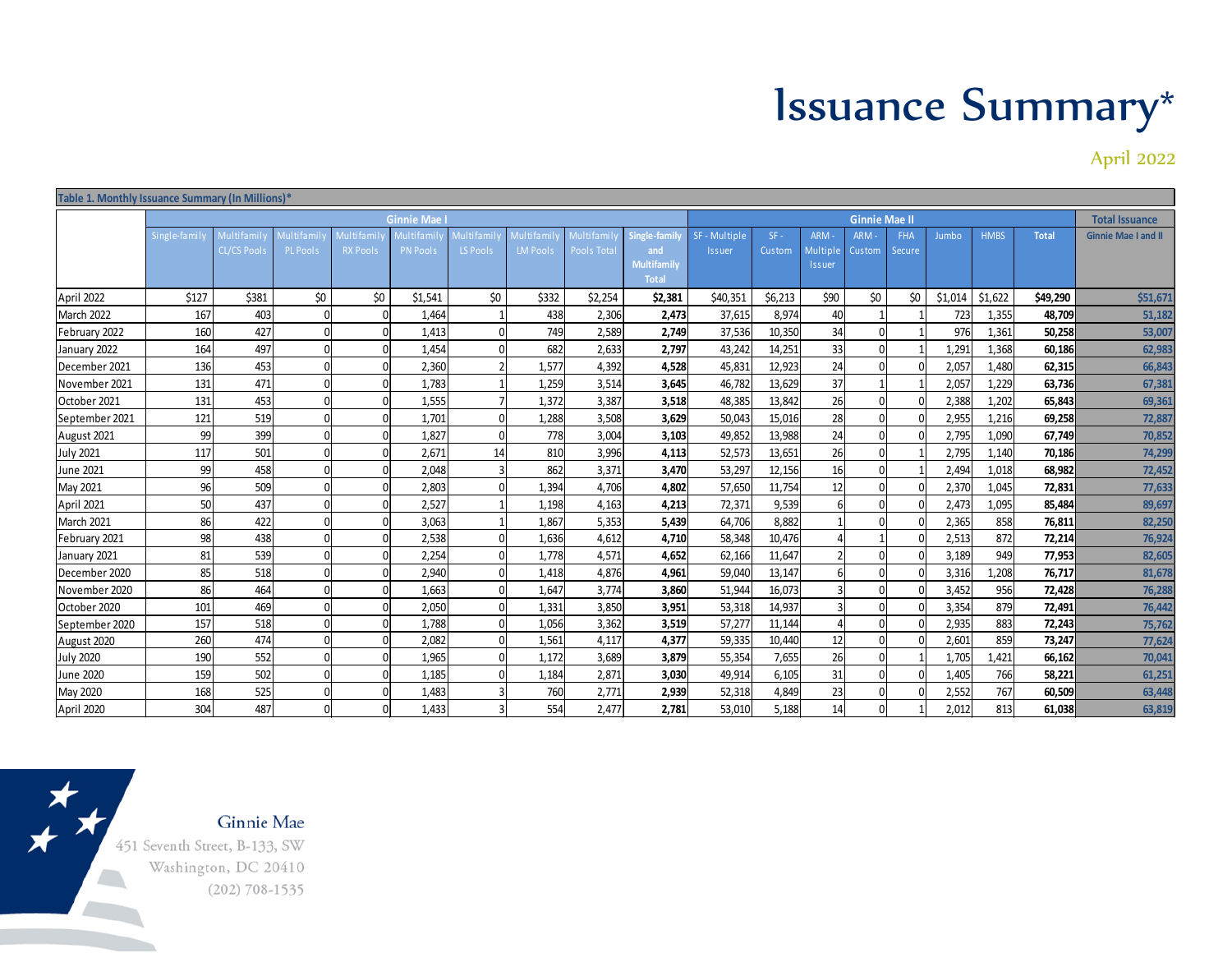# Issuance Summary*

April 2022

Table 1. Monthly Issuance Summary (In Millions)*

| | Ginnie Mae I | | | | | | | | | Ginnie Mae II | | | | | | | | Total Issuance |
|---|---|---|---|---|---|---|---|---|---|---|---|---|---|---|---|---|---|---|
| | Single-family | Multifamily CL/CS Pools | Multifamily PL Pools | Multifamily RX Pools | Multifamily PN Pools | Multifamily LS Pools | Multifamily LM Pools | Multifamily Pools Total | Single-family and Multifamily Total | SF - Multiple Issuer | SF - Custom | ARM - Multiple Issuer | ARM - Custom | FHA Secure | Jumbo | HMBS | Total | Ginnie Mae I and II |
| April 2022 | $127 | $381 | $0 | $0 | $1,541 | $0 | $332 | $2,254 | **$2,381** | $40,351 | $6,213 | $90 | $0 | $0 | $1,014 | $1,622 | **$49,290** | $51,671 |
| March 2022 | 167 | 403 | 0 | 0 | 1,464 | 1 | 438 | 2,306 | **2,473** | 37,615 | 8,974 | 40 | 1 | 1 | 723 | 1,355 | **48,709** | 51,182 |
| February 2022 | 160 | 427 | 0 | 0 | 1,413 | 0 | 749 | 2,589 | **2,749** | 37,536 | 10,350 | 34 | 0 | 1 | 976 | 1,361 | **50,258** | 53,007 |
| January 2022 | 164 | 497 | 0 | 0 | 1,454 | 0 | 682 | 2,633 | **2,797** | 43,242 | 14,251 | 33 | 0 | 1 | 1,291 | 1,368 | **60,186** | 62,983 |
| December 2021 | 136 | 453 | 0 | 0 | 2,360 | 2 | 1,577 | 4,392 | **4,528** | 45,831 | 12,923 | 24 | 0 | 0 | 2,057 | 1,480 | **62,315** | 66,843 |
| November 2021 | 131 | 471 | 0 | 0 | 1,783 | 1 | 1,259 | 3,514 | **3,645** | 46,782 | 13,629 | 37 | 1 | 1 | 2,057 | 1,229 | **63,736** | 67,381 |
| October 2021 | 131 | 453 | 0 | 0 | 1,555 | 7 | 1,372 | 3,387 | **3,518** | 48,385 | 13,842 | 26 | 0 | 0 | 2,388 | 1,202 | **65,843** | 69,361 |
| September 2021 | 121 | 519 | 0 | 0 | 1,701 | 0 | 1,288 | 3,508 | **3,629** | 50,043 | 15,016 | 28 | 0 | 0 | 2,955 | 1,216 | **69,258** | 72,887 |
| August 2021 | 99 | 399 | 0 | 0 | 1,827 | 0 | 778 | 3,004 | **3,103** | 49,852 | 13,988 | 24 | 0 | 0 | 2,795 | 1,090 | **67,749** | 70,852 |
| July 2021 | 117 | 501 | 0 | 0 | 2,671 | 14 | 810 | 3,996 | **4,113** | 52,573 | 13,651 | 26 | 0 | 1 | 2,795 | 1,140 | **70,186** | 74,299 |
| June 2021 | 99 | 458 | 0 | 0 | 2,048 | 3 | 862 | 3,371 | **3,470** | 53,297 | 12,156 | 16 | 0 | 1 | 2,494 | 1,018 | **68,982** | 72,452 |
| May 2021 | 96 | 509 | 0 | 0 | 2,803 | 0 | 1,394 | 4,706 | **4,802** | 57,650 | 11,754 | 12 | 0 | 0 | 2,370 | 1,045 | **72,831** | 77,633 |
| April 2021 | 50 | 437 | 0 | 0 | 2,527 | 1 | 1,198 | 4,163 | **4,213** | 72,371 | 9,539 | 6 | 0 | 0 | 2,473 | 1,095 | **85,484** | 89,697 |
| March 2021 | 86 | 422 | 0 | 0 | 3,063 | 1 | 1,867 | 5,353 | **5,439** | 64,706 | 8,882 | 1 | 0 | 0 | 2,365 | 858 | **76,811** | 82,250 |
| February 2021 | 98 | 438 | 0 | 0 | 2,538 | 0 | 1,636 | 4,612 | **4,710** | 58,348 | 10,476 | 4 | 1 | 0 | 2,513 | 872 | **72,214** | 76,924 |
| January 2021 | 81 | 539 | 0 | 0 | 2,254 | 0 | 1,778 | 4,571 | **4,652** | 62,166 | 11,647 | 2 | 0 | 0 | 3,189 | 949 | **77,953** | 82,605 |
| December 2020 | 85 | 518 | 0 | 0 | 2,940 | 0 | 1,418 | 4,876 | **4,961** | 59,040 | 13,147 | 6 | 0 | 0 | 3,316 | 1,208 | **76,717** | 81,678 |
| November 2020 | 86 | 464 | 0 | 0 | 1,663 | 0 | 1,647 | 3,774 | **3,860** | 51,944 | 16,073 | 3 | 0 | 0 | 3,452 | 956 | **72,428** | 76,288 |
| October 2020 | 101 | 469 | 0 | 0 | 2,050 | 0 | 1,331 | 3,850 | **3,951** | 53,318 | 14,937 | 3 | 0 | 0 | 3,354 | 879 | **72,491** | 76,442 |
| September 2020 | 157 | 518 | 0 | 0 | 1,788 | 0 | 1,056 | 3,362 | **3,519** | 57,277 | 11,144 | 4 | 0 | 0 | 2,935 | 883 | **72,243** | 75,762 |
| August 2020 | 260 | 474 | 0 | 0 | 2,082 | 0 | 1,561 | 4,117 | **4,377** | 59,335 | 10,440 | 12 | 0 | 0 | 2,601 | 859 | **73,247** | 77,624 |
| July 2020 | 190 | 552 | 0 | 0 | 1,965 | 0 | 1,172 | 3,689 | **3,879** | 55,354 | 7,655 | 26 | 0 | 1 | 1,705 | 1,421 | **66,162** | 70,041 |
| June 2020 | 159 | 502 | 0 | 0 | 1,185 | 0 | 1,184 | 2,871 | **3,030** | 49,914 | 6,105 | 31 | 0 | 0 | 1,405 | 766 | **58,221** | 61,251 |
| May 2020 | 168 | 525 | 0 | 0 | 1,483 | 3 | 760 | 2,771 | **2,939** | 52,318 | 4,849 | 23 | 0 | 0 | 2,552 | 767 | **60,509** | 63,448 |
| April 2020 | 304 | 487 | 0 | 0 | 1,433 | 3 | 554 | 2,477 | **2,781** | 53,010 | 5,188 | 14 | 0 | 1 | 2,012 | 813 | **61,038** | 63,819 |

Ginnie Mae
451 Seventh Street, B-133, SW
Washington, DC 20410
(202) 708-1535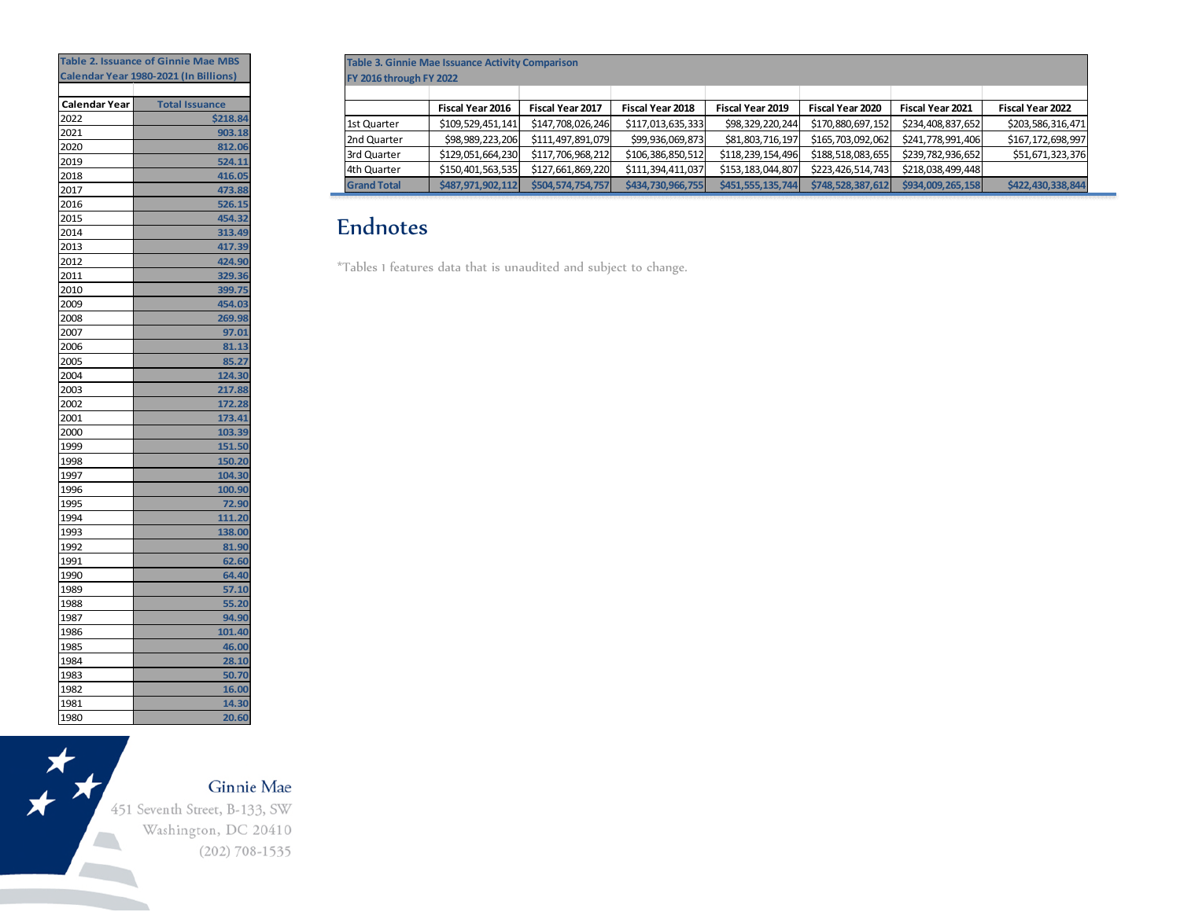**Table 2. Issuance of Ginnie Mae MBS Calendar Year 1980-2021 (In Billions)**

| Calendar Year | Total Issuance |
|---|---|
| 2022 | $218.84 |
| 2021 | 903.18 |
| 2020 | 812.06 |
| 2019 | 524.11 |
| 2018 | 416.05 |
| 2017 | 473.88 |
| 2016 | 526.15 |
| 2015 | 454.32 |
| 2014 | 313.49 |
| 2013 | 417.39 |
| 2012 | 424.90 |
| 2011 | 329.36 |
| 2010 | 399.75 |
| 2009 | 454.03 |
| 2008 | 269.98 |
| 2007 | 97.01 |
| 2006 | 81.13 |
| 2005 | 85.27 |
| 2004 | 124.30 |
| 2003 | 217.88 |
| 2002 | 172.28 |
| 2001 | 173.41 |
| 2000 | 103.39 |
| 1999 | 151.50 |
| 1998 | 150.20 |
| 1997 | 104.30 |
| 1996 | 100.90 |
| 1995 | 72.90 |
| 1994 | 111.20 |
| 1993 | 138.00 |
| 1992 | 81.90 |
| 1991 | 62.60 |
| 1990 | 64.40 |
| 1989 | 57.10 |
| 1988 | 55.20 |
| 1987 | 94.90 |
| 1986 | 101.40 |
| 1985 | 46.00 |
| 1984 | 28.10 |
| 1983 | 50.70 |
| 1982 | 16.00 |
| 1981 | 14.30 |
| 1980 | 20.60 |

**Table 3. Ginnie Mae Issuance Activity Comparison FY 2016 through FY 2022**

| | Fiscal Year 2016 | Fiscal Year 2017 | Fiscal Year 2018 | Fiscal Year 2019 | Fiscal Year 2020 | Fiscal Year 2021 | Fiscal Year 2022 |
|---|---|---|---|---|---|---|---|
| 1st Quarter | $109,529,451,141 | $147,708,026,246 | $117,013,635,333 | $98,329,220,244 | $170,880,697,152 | $234,408,837,652 | $203,586,316,471 |
| 2nd Quarter | $98,989,223,206 | $111,497,891,079 | $99,936,069,873 | $81,803,716,197 | $165,703,092,062 | $241,778,991,406 | $167,172,698,997 |
| 3rd Quarter | $129,051,664,230 | $117,706,968,212 | $106,386,850,512 | $118,239,154,496 | $188,518,083,655 | $239,782,936,652 | $51,671,323,376 |
| 4th Quarter | $150,401,563,535 | $127,661,869,220 | $111,394,411,037 | $153,183,044,807 | $223,426,514,743 | $218,038,499,448 | |
| **Grand Total** | **$487,971,902,112** | **$504,574,754,757** | **$434,730,966,755** | **$451,555,135,744** | **$748,528,387,612** | **$934,009,265,158** | **$422,430,338,844** |

## Endnotes

*Tables 1 features data that is unaudited and subject to change.

Ginnie Mae
451 Seventh Street, B-133, SW
Washington, DC 20410
(202) 708-1535